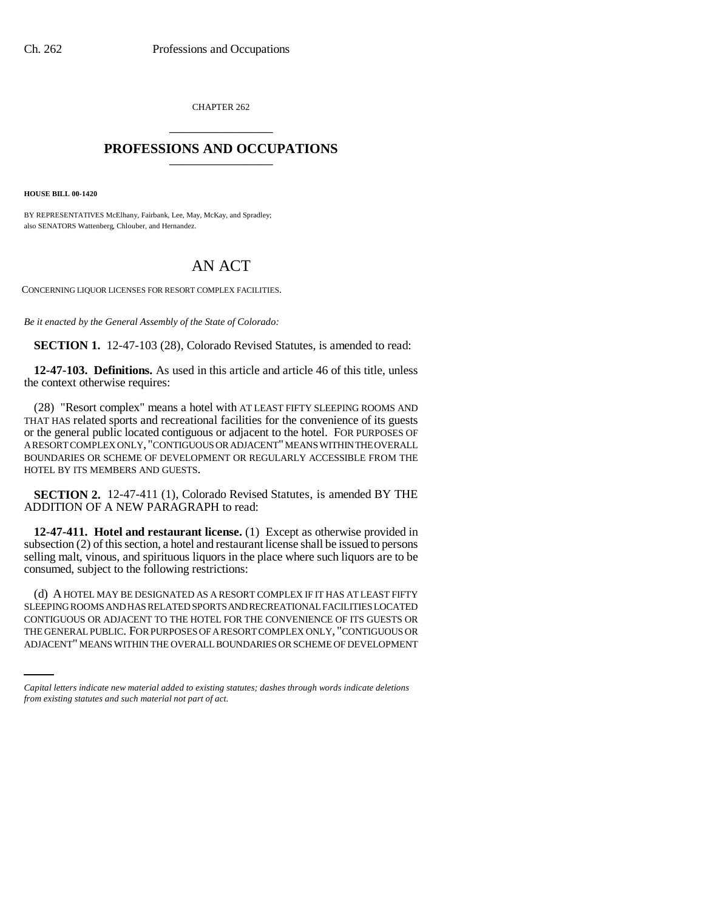CHAPTER 262

# PROFESSIONS AND OCCUPATIONS

**HOUSE BILL 00-1420**

BY REPRESENTATIVES McElhany, Fairbank, Lee, May, McKay, and Spradley;
also SENATORS Wattenberg, Chlouber, and Hernandez.

# AN ACT

CONCERNING LIQUOR LICENSES FOR RESORT COMPLEX FACILITIES.

*Be it enacted by the General Assembly of the State of Colorado:*

**SECTION 1.** 12-47-103 (28), Colorado Revised Statutes, is amended to read:

**12-47-103. Definitions.** As used in this article and article 46 of this title, unless the context otherwise requires:

(28) "Resort complex" means a hotel with AT LEAST FIFTY SLEEPING ROOMS AND THAT HAS related sports and recreational facilities for the convenience of its guests or the general public located contiguous or adjacent to the hotel. FOR PURPOSES OF A RESORT COMPLEX ONLY, "CONTIGUOUS OR ADJACENT" MEANS WITHIN THE OVERALL BOUNDARIES OR SCHEME OF DEVELOPMENT OR REGULARLY ACCESSIBLE FROM THE HOTEL BY ITS MEMBERS AND GUESTS.

**SECTION 2.** 12-47-411 (1), Colorado Revised Statutes, is amended BY THE ADDITION OF A NEW PARAGRAPH to read:

**12-47-411. Hotel and restaurant license.** (1) Except as otherwise provided in subsection (2) of this section, a hotel and restaurant license shall be issued to persons selling malt, vinous, and spirituous liquors in the place where such liquors are to be consumed, subject to the following restrictions:

(d) A HOTEL MAY BE DESIGNATED AS A RESORT COMPLEX IF IT HAS AT LEAST FIFTY SLEEPING ROOMS AND HAS RELATED SPORTS AND RECREATIONAL FACILITIES LOCATED CONTIGUOUS OR ADJACENT TO THE HOTEL FOR THE CONVENIENCE OF ITS GUESTS OR THE GENERAL PUBLIC. FOR PURPOSES OF A RESORT COMPLEX ONLY, "CONTIGUOUS OR ADJACENT" MEANS WITHIN THE OVERALL BOUNDARIES OR SCHEME OF DEVELOPMENT

*Capital letters indicate new material added to existing statutes; dashes through words indicate deletions from existing statutes and such material not part of act.*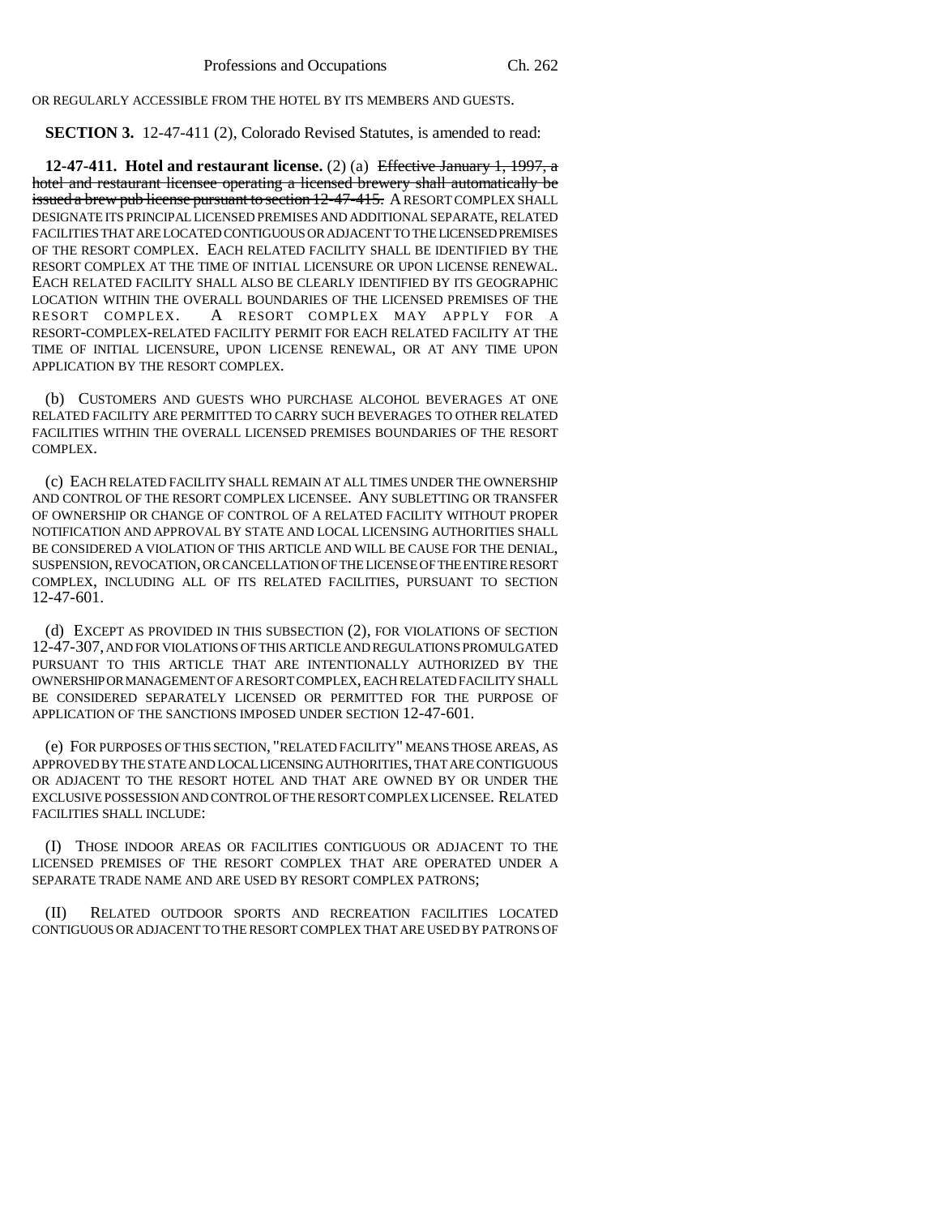OR REGULARLY ACCESSIBLE FROM THE HOTEL BY ITS MEMBERS AND GUESTS.

**SECTION 3.** 12-47-411 (2), Colorado Revised Statutes, is amended to read:

**12-47-411. Hotel and restaurant license.** (2) (a) ~~Effective January 1, 1997, a hotel and restaurant licensee operating a licensed brewery shall automatically be issued a brew pub license pursuant to section 12-47-415.~~ A RESORT COMPLEX SHALL DESIGNATE ITS PRINCIPAL LICENSED PREMISES AND ADDITIONAL SEPARATE, RELATED FACILITIES THAT ARE LOCATED CONTIGUOUS OR ADJACENT TO THE LICENSED PREMISES OF THE RESORT COMPLEX. EACH RELATED FACILITY SHALL BE IDENTIFIED BY THE RESORT COMPLEX AT THE TIME OF INITIAL LICENSURE OR UPON LICENSE RENEWAL. EACH RELATED FACILITY SHALL ALSO BE CLEARLY IDENTIFIED BY ITS GEOGRAPHIC LOCATION WITHIN THE OVERALL BOUNDARIES OF THE LICENSED PREMISES OF THE RESORT COMPLEX. A RESORT COMPLEX MAY APPLY FOR A RESORT-COMPLEX-RELATED FACILITY PERMIT FOR EACH RELATED FACILITY AT THE TIME OF INITIAL LICENSURE, UPON LICENSE RENEWAL, OR AT ANY TIME UPON APPLICATION BY THE RESORT COMPLEX.

(b) CUSTOMERS AND GUESTS WHO PURCHASE ALCOHOL BEVERAGES AT ONE RELATED FACILITY ARE PERMITTED TO CARRY SUCH BEVERAGES TO OTHER RELATED FACILITIES WITHIN THE OVERALL LICENSED PREMISES BOUNDARIES OF THE RESORT COMPLEX.

(c) EACH RELATED FACILITY SHALL REMAIN AT ALL TIMES UNDER THE OWNERSHIP AND CONTROL OF THE RESORT COMPLEX LICENSEE. ANY SUBLETTING OR TRANSFER OF OWNERSHIP OR CHANGE OF CONTROL OF A RELATED FACILITY WITHOUT PROPER NOTIFICATION AND APPROVAL BY STATE AND LOCAL LICENSING AUTHORITIES SHALL BE CONSIDERED A VIOLATION OF THIS ARTICLE AND WILL BE CAUSE FOR THE DENIAL, SUSPENSION, REVOCATION, OR CANCELLATION OF THE LICENSE OF THE ENTIRE RESORT COMPLEX, INCLUDING ALL OF ITS RELATED FACILITIES, PURSUANT TO SECTION 12-47-601.

(d) EXCEPT AS PROVIDED IN THIS SUBSECTION (2), FOR VIOLATIONS OF SECTION 12-47-307, AND FOR VIOLATIONS OF THIS ARTICLE AND REGULATIONS PROMULGATED PURSUANT TO THIS ARTICLE THAT ARE INTENTIONALLY AUTHORIZED BY THE OWNERSHIP OR MANAGEMENT OF A RESORT COMPLEX, EACH RELATED FACILITY SHALL BE CONSIDERED SEPARATELY LICENSED OR PERMITTED FOR THE PURPOSE OF APPLICATION OF THE SANCTIONS IMPOSED UNDER SECTION 12-47-601.

(e) FOR PURPOSES OF THIS SECTION, "RELATED FACILITY" MEANS THOSE AREAS, AS APPROVED BY THE STATE AND LOCAL LICENSING AUTHORITIES, THAT ARE CONTIGUOUS OR ADJACENT TO THE RESORT HOTEL AND THAT ARE OWNED BY OR UNDER THE EXCLUSIVE POSSESSION AND CONTROL OF THE RESORT COMPLEX LICENSEE. RELATED FACILITIES SHALL INCLUDE:

(I) THOSE INDOOR AREAS OR FACILITIES CONTIGUOUS OR ADJACENT TO THE LICENSED PREMISES OF THE RESORT COMPLEX THAT ARE OPERATED UNDER A SEPARATE TRADE NAME AND ARE USED BY RESORT COMPLEX PATRONS;

(II) RELATED OUTDOOR SPORTS AND RECREATION FACILITIES LOCATED CONTIGUOUS OR ADJACENT TO THE RESORT COMPLEX THAT ARE USED BY PATRONS OF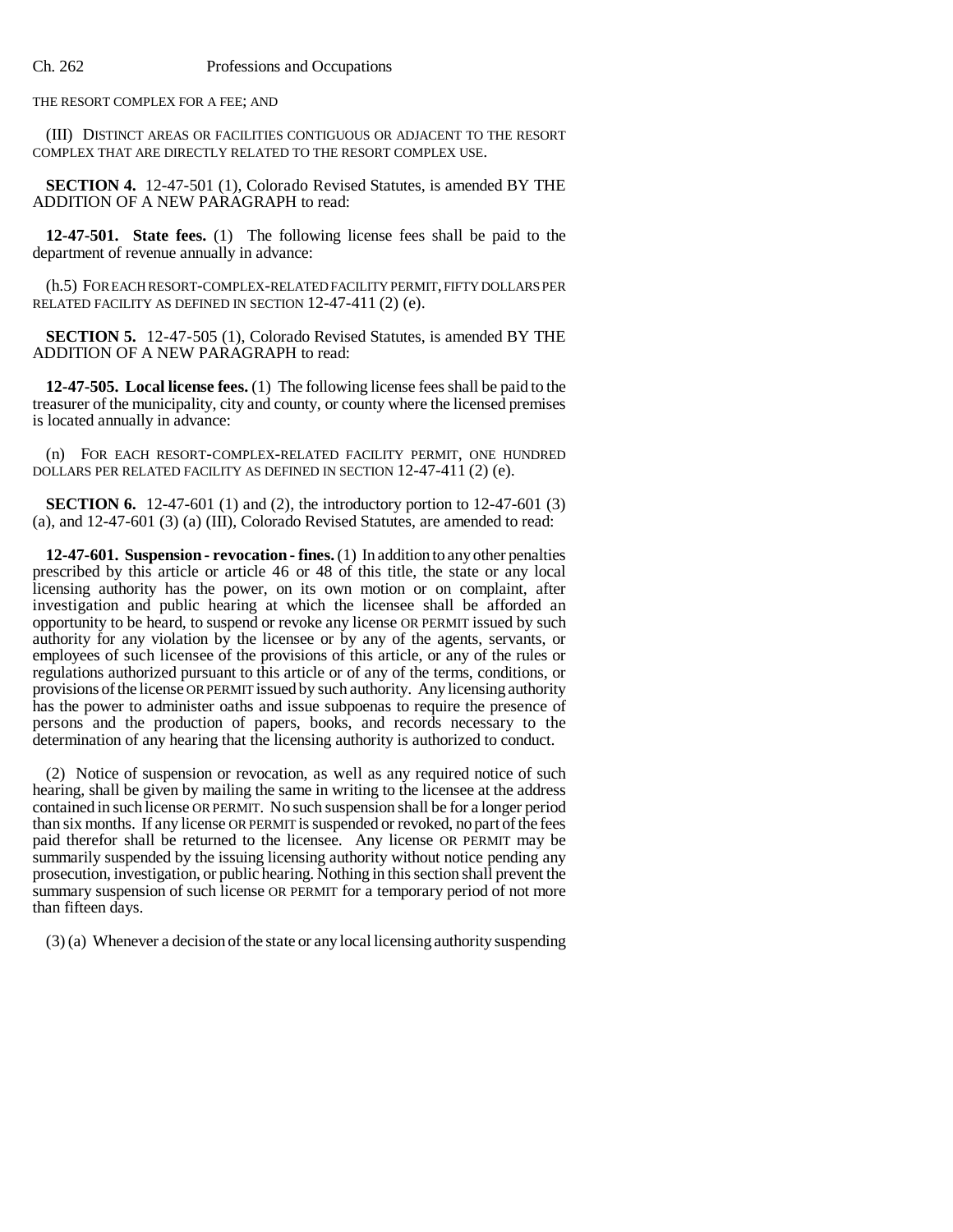THE RESORT COMPLEX FOR A FEE; AND

(III) DISTINCT AREAS OR FACILITIES CONTIGUOUS OR ADJACENT TO THE RESORT COMPLEX THAT ARE DIRECTLY RELATED TO THE RESORT COMPLEX USE.

**SECTION 4.** 12-47-501 (1), Colorado Revised Statutes, is amended BY THE ADDITION OF A NEW PARAGRAPH to read:

**12-47-501. State fees.** (1) The following license fees shall be paid to the department of revenue annually in advance:

(h.5) FOR EACH RESORT-COMPLEX-RELATED FACILITY PERMIT, FIFTY DOLLARS PER RELATED FACILITY AS DEFINED IN SECTION 12-47-411 (2) (e).

**SECTION 5.** 12-47-505 (1), Colorado Revised Statutes, is amended BY THE ADDITION OF A NEW PARAGRAPH to read:

**12-47-505. Local license fees.** (1) The following license fees shall be paid to the treasurer of the municipality, city and county, or county where the licensed premises is located annually in advance:

(n) FOR EACH RESORT-COMPLEX-RELATED FACILITY PERMIT, ONE HUNDRED DOLLARS PER RELATED FACILITY AS DEFINED IN SECTION 12-47-411 (2) (e).

**SECTION 6.** 12-47-601 (1) and (2), the introductory portion to 12-47-601 (3) (a), and 12-47-601 (3) (a) (III), Colorado Revised Statutes, are amended to read:

**12-47-601. Suspension - revocation - fines.** (1) In addition to any other penalties prescribed by this article or article 46 or 48 of this title, the state or any local licensing authority has the power, on its own motion or on complaint, after investigation and public hearing at which the licensee shall be afforded an opportunity to be heard, to suspend or revoke any license OR PERMIT issued by such authority for any violation by the licensee or by any of the agents, servants, or employees of such licensee of the provisions of this article, or any of the rules or regulations authorized pursuant to this article or of any of the terms, conditions, or provisions of the license OR PERMIT issued by such authority. Any licensing authority has the power to administer oaths and issue subpoenas to require the presence of persons and the production of papers, books, and records necessary to the determination of any hearing that the licensing authority is authorized to conduct.

(2) Notice of suspension or revocation, as well as any required notice of such hearing, shall be given by mailing the same in writing to the licensee at the address contained in such license OR PERMIT. No such suspension shall be for a longer period than six months. If any license OR PERMIT is suspended or revoked, no part of the fees paid therefor shall be returned to the licensee. Any license OR PERMIT may be summarily suspended by the issuing licensing authority without notice pending any prosecution, investigation, or public hearing. Nothing in this section shall prevent the summary suspension of such license OR PERMIT for a temporary period of not more than fifteen days.

(3) (a) Whenever a decision of the state or any local licensing authority suspending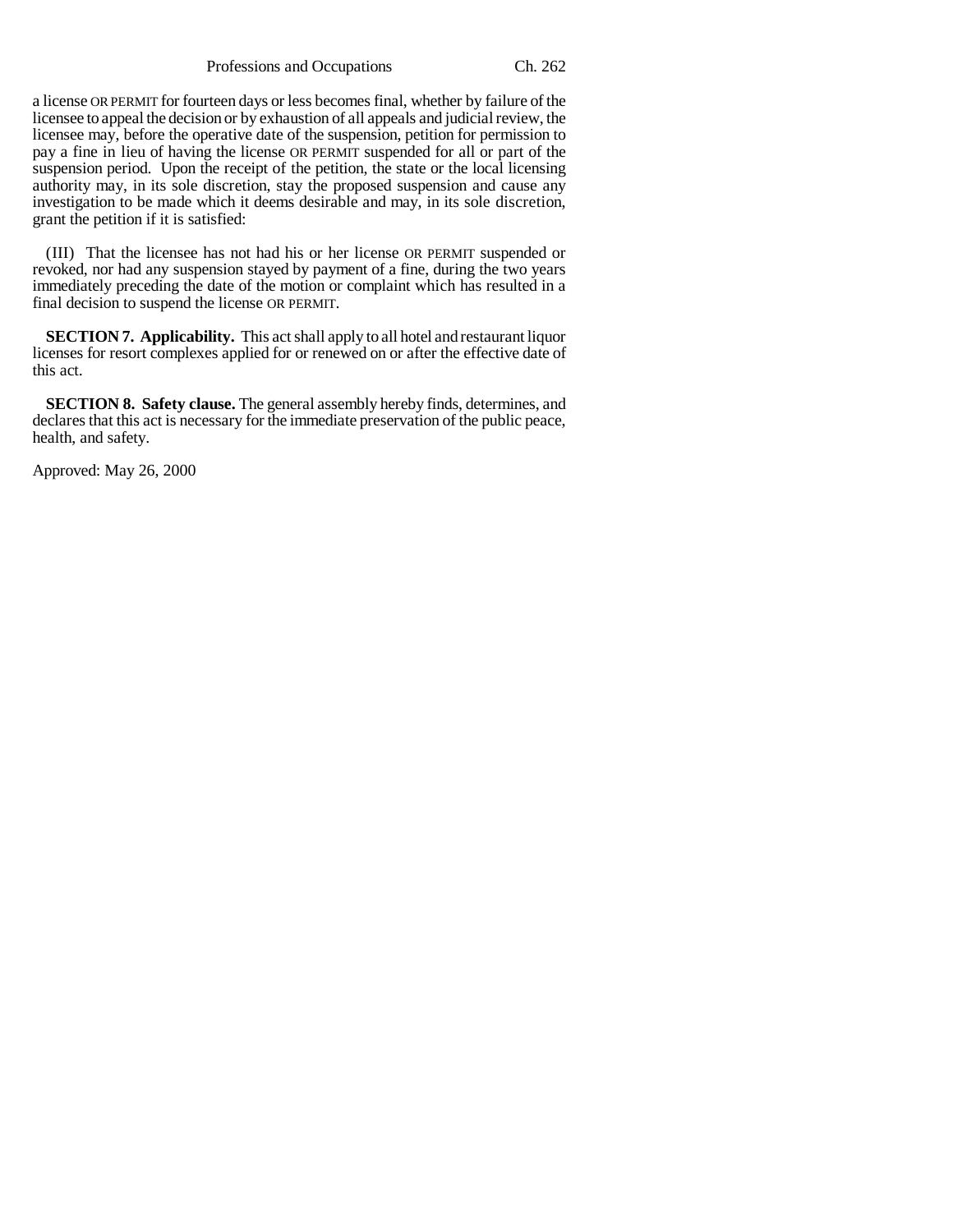a license OR PERMIT for fourteen days or less becomes final, whether by failure of the licensee to appeal the decision or by exhaustion of all appeals and judicial review, the licensee may, before the operative date of the suspension, petition for permission to pay a fine in lieu of having the license OR PERMIT suspended for all or part of the suspension period. Upon the receipt of the petition, the state or the local licensing authority may, in its sole discretion, stay the proposed suspension and cause any investigation to be made which it deems desirable and may, in its sole discretion, grant the petition if it is satisfied:

(III) That the licensee has not had his or her license OR PERMIT suspended or revoked, nor had any suspension stayed by payment of a fine, during the two years immediately preceding the date of the motion or complaint which has resulted in a final decision to suspend the license OR PERMIT.

**SECTION 7. Applicability.** This act shall apply to all hotel and restaurant liquor licenses for resort complexes applied for or renewed on or after the effective date of this act.

**SECTION 8. Safety clause.** The general assembly hereby finds, determines, and declares that this act is necessary for the immediate preservation of the public peace, health, and safety.

Approved: May 26, 2000